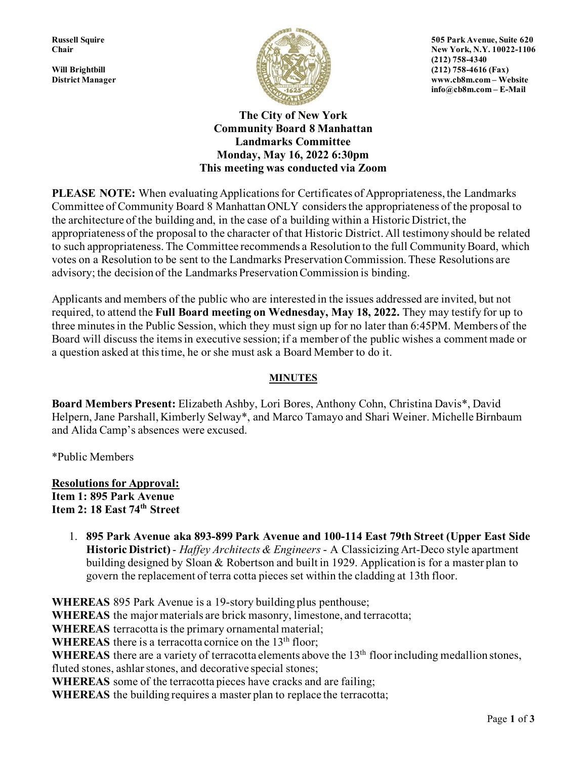**Russell Squire**
**Chair**

**Will Brightbill**
**District Manager**

**505 Park Avenue, Suite 620**
**New York, N.Y. 10022-1106**
**(212) 758-4340**
**(212) 758-4616 (Fax)**
**www.cb8m.com – Website**
**info@cb8m.com – E-Mail**

# The City of New York
## Community Board 8 Manhattan
## Landmarks Committee
## Monday, May 16, 2022 6:30pm
## This meeting was conducted via Zoom

**PLEASE NOTE:** When evaluating Applications for Certificates of Appropriateness, the Landmarks Committee of Community Board 8 Manhattan ONLY considers the appropriateness of the proposal to the architecture of the building and, in the case of a building within a Historic District, the appropriateness of the proposal to the character of that Historic District. All testimony should be related to such appropriateness. The Committee recommends a Resolution to the full Community Board, which votes on a Resolution to be sent to the Landmarks Preservation Commission. These Resolutions are advisory; the decision of the Landmarks Preservation Commission is binding.

Applicants and members of the public who are interested in the issues addressed are invited, but not required, to attend the **Full Board meeting on Wednesday, May 18, 2022.** They may testify for up to three minutes in the Public Session, which they must sign up for no later than 6:45PM. Members of the Board will discuss the items in executive session; if a member of the public wishes a comment made or a question asked at this time, he or she must ask a Board Member to do it.

**MINUTES**

**Board Members Present:** Elizabeth Ashby, Lori Bores, Anthony Cohn, Christina Davis*, David Helpern, Jane Parshall, Kimberly Selway*, and Marco Tamayo and Shari Weiner. Michelle Birnbaum and Alida Camp's absences were excused.

*Public Members

**Resolutions for Approval:**
**Item 1: 895 Park Avenue**
**Item 2: 18 East 74th Street**

1. **895 Park Avenue aka 893-899 Park Avenue and 100-114 East 79th Street (Upper East Side Historic District)** - *Haffey Architects & Engineers* - A Classicizing Art-Deco style apartment building designed by Sloan & Robertson and built in 1929. Application is for a master plan to govern the replacement of terra cotta pieces set within the cladding at 13th floor.

**WHEREAS** 895 Park Avenue is a 19-story building plus penthouse;
**WHEREAS** the major materials are brick masonry, limestone, and terracotta;
**WHEREAS** terracotta is the primary ornamental material;
**WHEREAS** there is a terracotta cornice on the 13th floor;
**WHEREAS** there are a variety of terracotta elements above the 13th floor including medallion stones, fluted stones, ashlar stones, and decorative special stones;
**WHEREAS** some of the terracotta pieces have cracks and are failing;
**WHEREAS** the building requires a master plan to replace the terracotta;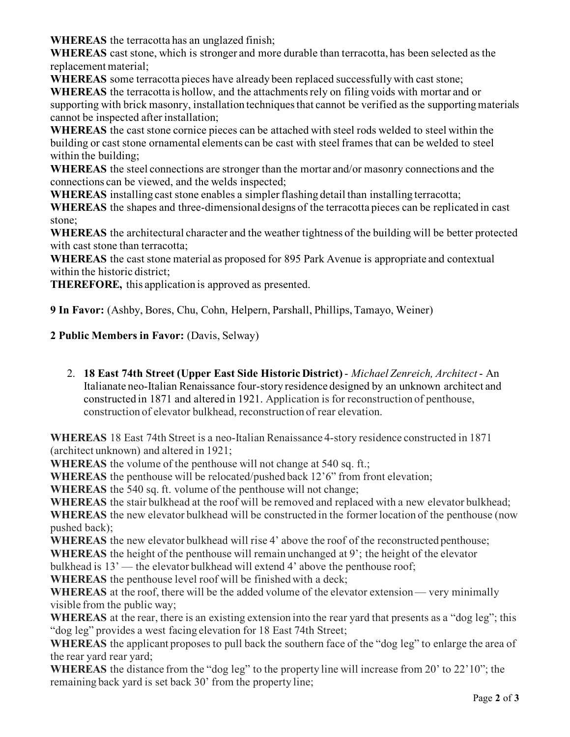**WHEREAS** the terracotta has an unglazed finish;
**WHEREAS** cast stone, which is stronger and more durable than terracotta, has been selected as the replacement material;
**WHEREAS** some terracotta pieces have already been replaced successfully with cast stone;
**WHEREAS** the terracotta is hollow, and the attachments rely on filing voids with mortar and or supporting with brick masonry, installation techniques that cannot be verified as the supporting materials cannot be inspected after installation;
**WHEREAS** the cast stone cornice pieces can be attached with steel rods welded to steel within the building or cast stone ornamental elements can be cast with steel frames that can be welded to steel within the building;
**WHEREAS** the steel connections are stronger than the mortar and/or masonry connections and the connections can be viewed, and the welds inspected;
**WHEREAS** installing cast stone enables a simpler flashing detail than installing terracotta;
**WHEREAS** the shapes and three-dimensional designs of the terracotta pieces can be replicated in cast stone;
**WHEREAS** the architectural character and the weather tightness of the building will be better protected with cast stone than terracotta;
**WHEREAS** the cast stone material as proposed for 895 Park Avenue is appropriate and contextual within the historic district;
**THEREFORE,** this application is approved as presented.

**9 In Favor:** (Ashby, Bores, Chu, Cohn, Helpern, Parshall, Phillips, Tamayo, Weiner)

**2 Public Members in Favor:** (Davis, Selway)

2. **18 East 74th Street (Upper East Side Historic District)** - *Michael Zenreich, Architect* - An Italianate neo-Italian Renaissance four-story residence designed by an unknown architect and constructed in 1871 and altered in 1921. Application is for reconstruction of penthouse, construction of elevator bulkhead, reconstruction of rear elevation.

**WHEREAS** 18 East 74th Street is a neo-Italian Renaissance 4-story residence constructed in 1871 (architect unknown) and altered in 1921;
**WHEREAS** the volume of the penthouse will not change at 540 sq. ft.;
**WHEREAS** the penthouse will be relocated/pushed back 12'6" from front elevation;
**WHEREAS** the 540 sq. ft. volume of the penthouse will not change;
**WHEREAS** the stair bulkhead at the roof will be removed and replaced with a new elevator bulkhead;
**WHEREAS** the new elevator bulkhead will be constructed in the former location of the penthouse (now pushed back);
**WHEREAS** the new elevator bulkhead will rise 4' above the roof of the reconstructed penthouse;
**WHEREAS** the height of the penthouse will remain unchanged at 9'; the height of the elevator bulkhead is 13' — the elevator bulkhead will extend 4' above the penthouse roof;
**WHEREAS** the penthouse level roof will be finished with a deck;
**WHEREAS** at the roof, there will be the added volume of the elevator extension — very minimally visible from the public way;
**WHEREAS** at the rear, there is an existing extension into the rear yard that presents as a "dog leg"; this "dog leg" provides a west facing elevation for 18 East 74th Street;
**WHEREAS** the applicant proposes to pull back the southern face of the "dog leg" to enlarge the area of the rear yard rear yard;
**WHEREAS** the distance from the "dog leg" to the property line will increase from 20' to 22'10"; the remaining back yard is set back 30' from the property line;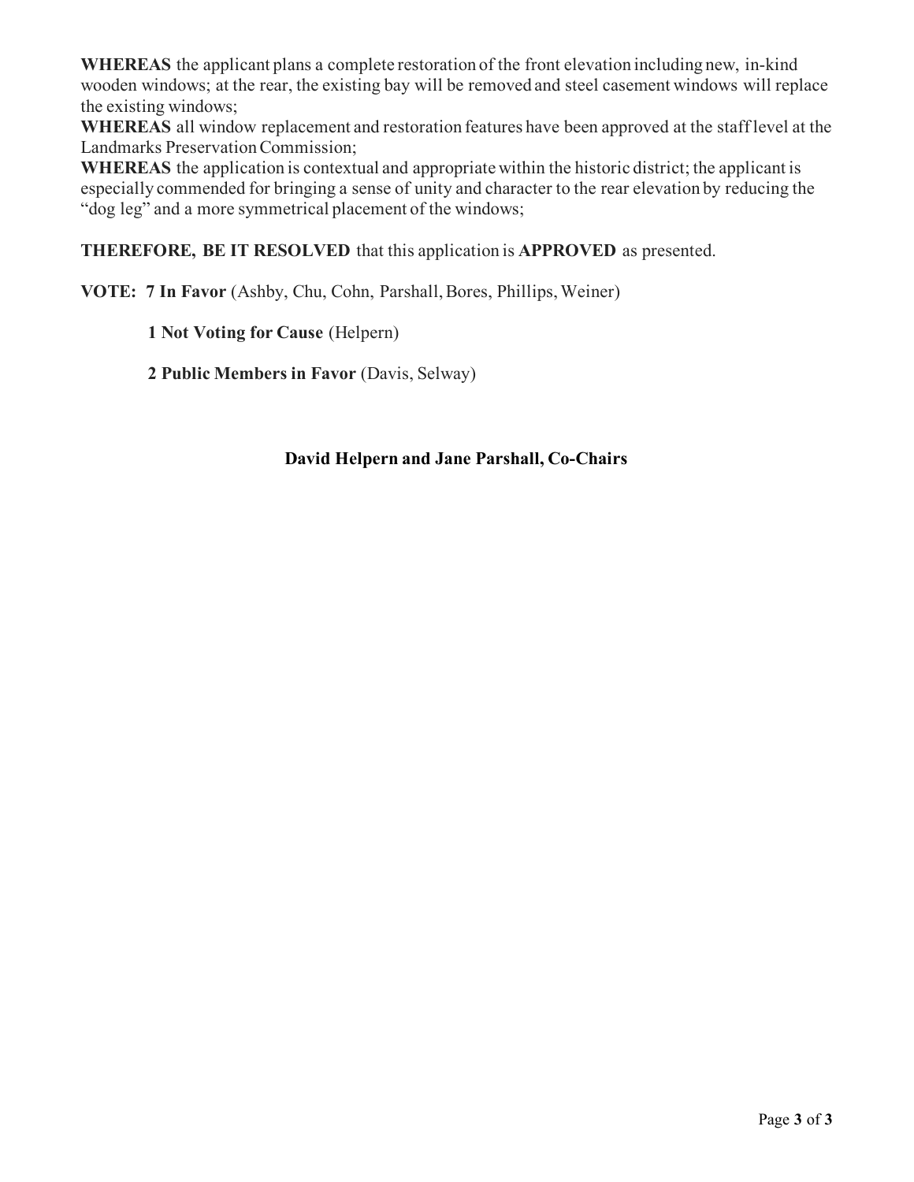**WHEREAS** the applicant plans a complete restoration of the front elevation including new, in-kind wooden windows; at the rear, the existing bay will be removed and steel casement windows will replace the existing windows;
**WHEREAS** all window replacement and restoration features have been approved at the staff level at the Landmarks Preservation Commission;
**WHEREAS** the application is contextual and appropriate within the historic district; the applicant is especially commended for bringing a sense of unity and character to the rear elevation by reducing the "dog leg" and a more symmetrical placement of the windows;

**THEREFORE, BE IT RESOLVED** that this application is **APPROVED** as presented.

**VOTE: 7 In Favor** (Ashby, Chu, Cohn, Parshall, Bores, Phillips, Weiner)

**1 Not Voting for Cause** (Helpern)

**2 Public Members in Favor** (Davis, Selway)

**David Helpern and Jane Parshall, Co-Chairs**